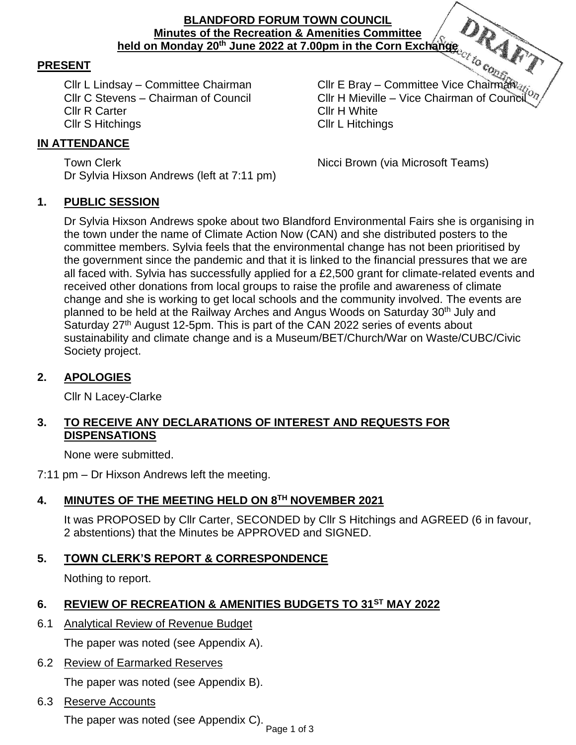**BLANDFORD FORUM TOWN COUNCIL**
**Minutes of the Recreation & Amenities Committee**
**held on Monday 20th June 2022 at 7.00pm in the Corn Exchange**

DRAFT Subject to confirmation

## PRESENT

Cllr L Lindsay – Committee Chairman
Cllr E Bray – Committee Vice Chairman
Cllr C Stevens – Chairman of Council
Cllr H Mieville – Vice Chairman of Council
Cllr R Carter
Cllr H White
Cllr S Hitchings
Cllr L Hitchings

## IN ATTENDANCE

Town Clerk
Nicci Brown (via Microsoft Teams)
Dr Sylvia Hixson Andrews (left at 7:11 pm)

## 1. PUBLIC SESSION

Dr Sylvia Hixson Andrews spoke about two Blandford Environmental Fairs she is organising in the town under the name of Climate Action Now (CAN) and she distributed posters to the committee members. Sylvia feels that the environmental change has not been prioritised by the government since the pandemic and that it is linked to the financial pressures that we are all faced with. Sylvia has successfully applied for a £2,500 grant for climate-related events and received other donations from local groups to raise the profile and awareness of climate change and she is working to get local schools and the community involved. The events are planned to be held at the Railway Arches and Angus Woods on Saturday 30th July and Saturday 27th August 12-5pm. This is part of the CAN 2022 series of events about sustainability and climate change and is a Museum/BET/Church/War on Waste/CUBC/Civic Society project.

## 2. APOLOGIES

Cllr N Lacey-Clarke

## 3. TO RECEIVE ANY DECLARATIONS OF INTEREST AND REQUESTS FOR DISPENSATIONS

None were submitted.

7:11 pm – Dr Hixson Andrews left the meeting.

## 4. MINUTES OF THE MEETING HELD ON 8TH NOVEMBER 2021

It was PROPOSED by Cllr Carter, SECONDED by Cllr S Hitchings and AGREED (6 in favour, 2 abstentions) that the Minutes be APPROVED and SIGNED.

## 5. TOWN CLERK'S REPORT & CORRESPONDENCE

Nothing to report.

## 6. REVIEW OF RECREATION & AMENITIES BUDGETS TO 31ST MAY 2022

6.1 Analytical Review of Revenue Budget

The paper was noted (see Appendix A).

6.2 Review of Earmarked Reserves

The paper was noted (see Appendix B).

6.3 Reserve Accounts

The paper was noted (see Appendix C).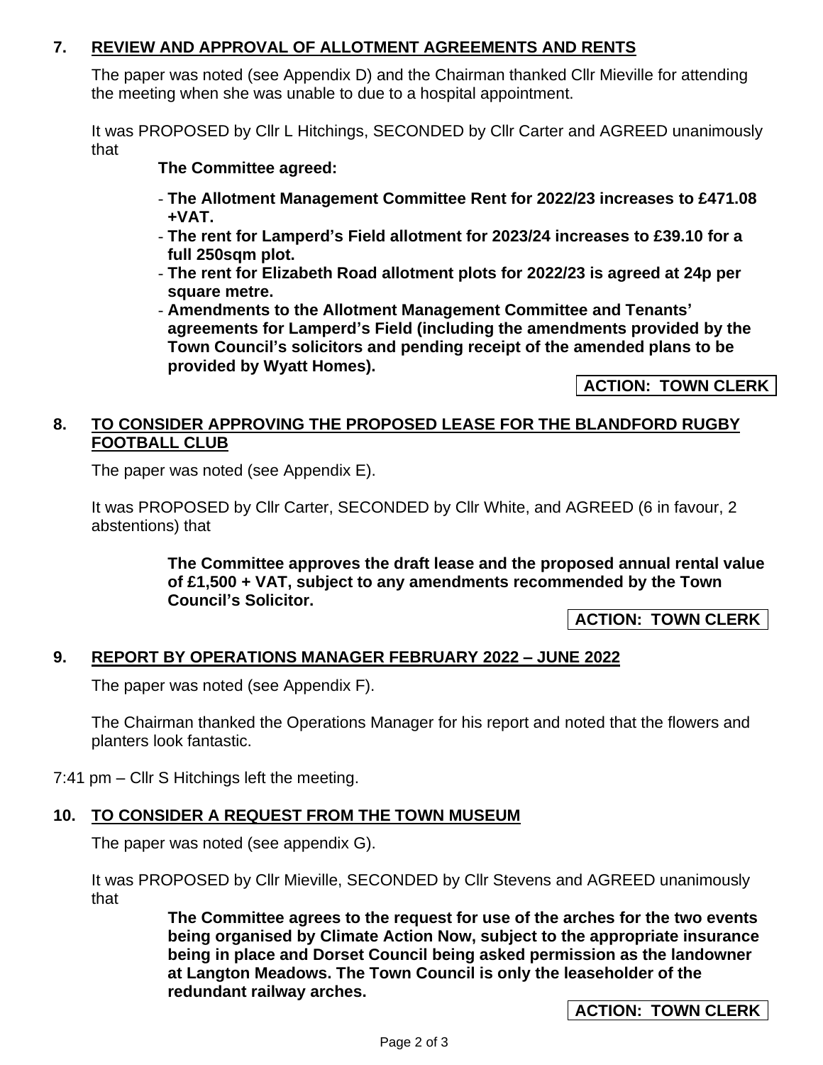## 7. REVIEW AND APPROVAL OF ALLOTMENT AGREEMENTS AND RENTS

The paper was noted (see Appendix D) and the Chairman thanked Cllr Mieville for attending the meeting when she was unable to due to a hospital appointment.

It was PROPOSED by Cllr L Hitchings, SECONDED by Cllr Carter and AGREED unanimously that

**The Committee agreed:**

- **The Allotment Management Committee Rent for 2022/23 increases to £471.08 +VAT.**
- **The rent for Lamperd's Field allotment for 2023/24 increases to £39.10 for a full 250sqm plot.**
- **The rent for Elizabeth Road allotment plots for 2022/23 is agreed at 24p per square metre.**
- **Amendments to the Allotment Management Committee and Tenants' agreements for Lamperd's Field (including the amendments provided by the Town Council's solicitors and pending receipt of the amended plans to be provided by Wyatt Homes).**

**ACTION: TOWN CLERK**

## 8. TO CONSIDER APPROVING THE PROPOSED LEASE FOR THE BLANDFORD RUGBY FOOTBALL CLUB

The paper was noted (see Appendix E).

It was PROPOSED by Cllr Carter, SECONDED by Cllr White, and AGREED (6 in favour, 2 abstentions) that

**The Committee approves the draft lease and the proposed annual rental value of £1,500 + VAT, subject to any amendments recommended by the Town Council's Solicitor.**

**ACTION: TOWN CLERK**

## 9. REPORT BY OPERATIONS MANAGER FEBRUARY 2022 – JUNE 2022

The paper was noted (see Appendix F).

The Chairman thanked the Operations Manager for his report and noted that the flowers and planters look fantastic.

7:41 pm – Cllr S Hitchings left the meeting.

## 10. TO CONSIDER A REQUEST FROM THE TOWN MUSEUM

The paper was noted (see appendix G).

It was PROPOSED by Cllr Mieville, SECONDED by Cllr Stevens and AGREED unanimously that

**The Committee agrees to the request for use of the arches for the two events being organised by Climate Action Now, subject to the appropriate insurance being in place and Dorset Council being asked permission as the landowner at Langton Meadows. The Town Council is only the leaseholder of the redundant railway arches.**

**ACTION: TOWN CLERK**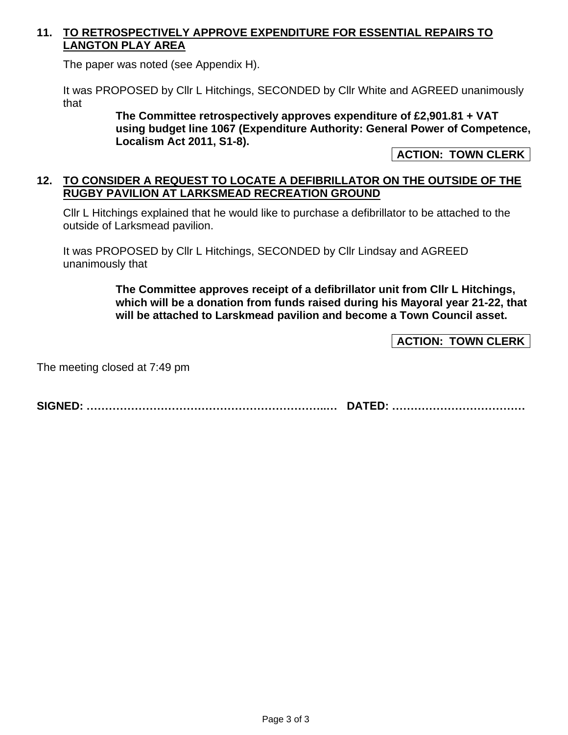## 11. TO RETROSPECTIVELY APPROVE EXPENDITURE FOR ESSENTIAL REPAIRS TO LANGTON PLAY AREA

The paper was noted (see Appendix H).

It was PROPOSED by Cllr L Hitchings, SECONDED by Cllr White and AGREED unanimously that

> **The Committee retrospectively approves expenditure of £2,901.81 + VAT using budget line 1067 (Expenditure Authority: General Power of Competence, Localism Act 2011, S1-8).**

**ACTION: TOWN CLERK**

## 12. TO CONSIDER A REQUEST TO LOCATE A DEFIBRILLATOR ON THE OUTSIDE OF THE RUGBY PAVILION AT LARKSMEAD RECREATION GROUND

Cllr L Hitchings explained that he would like to purchase a defibrillator to be attached to the outside of Larksmead pavilion.

It was PROPOSED by Cllr L Hitchings, SECONDED by Cllr Lindsay and AGREED unanimously that

> **The Committee approves receipt of a defibrillator unit from Cllr L Hitchings, which will be a donation from funds raised during his Mayoral year 21-22, that will be attached to Larskmead pavilion and become a Town Council asset.**

**ACTION: TOWN CLERK**

The meeting closed at 7:49 pm

**SIGNED: ………………………………………………………..… DATED: ………………………………**